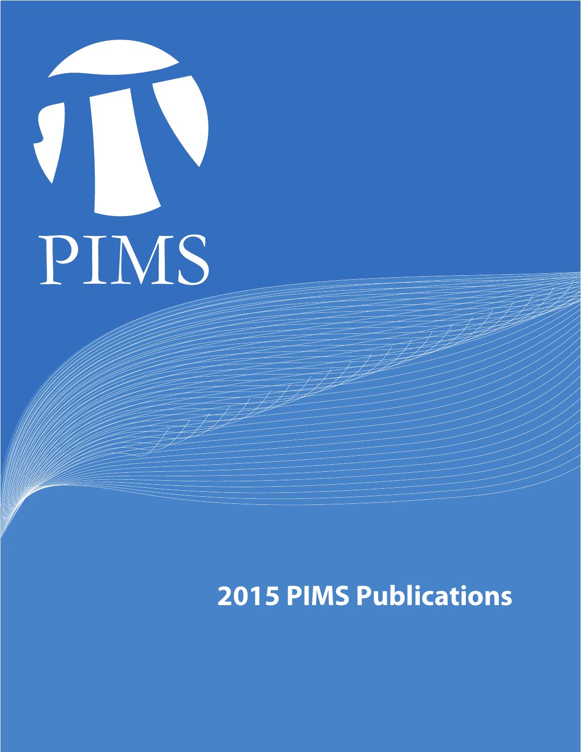PIMS

# 2015 PIMS Publications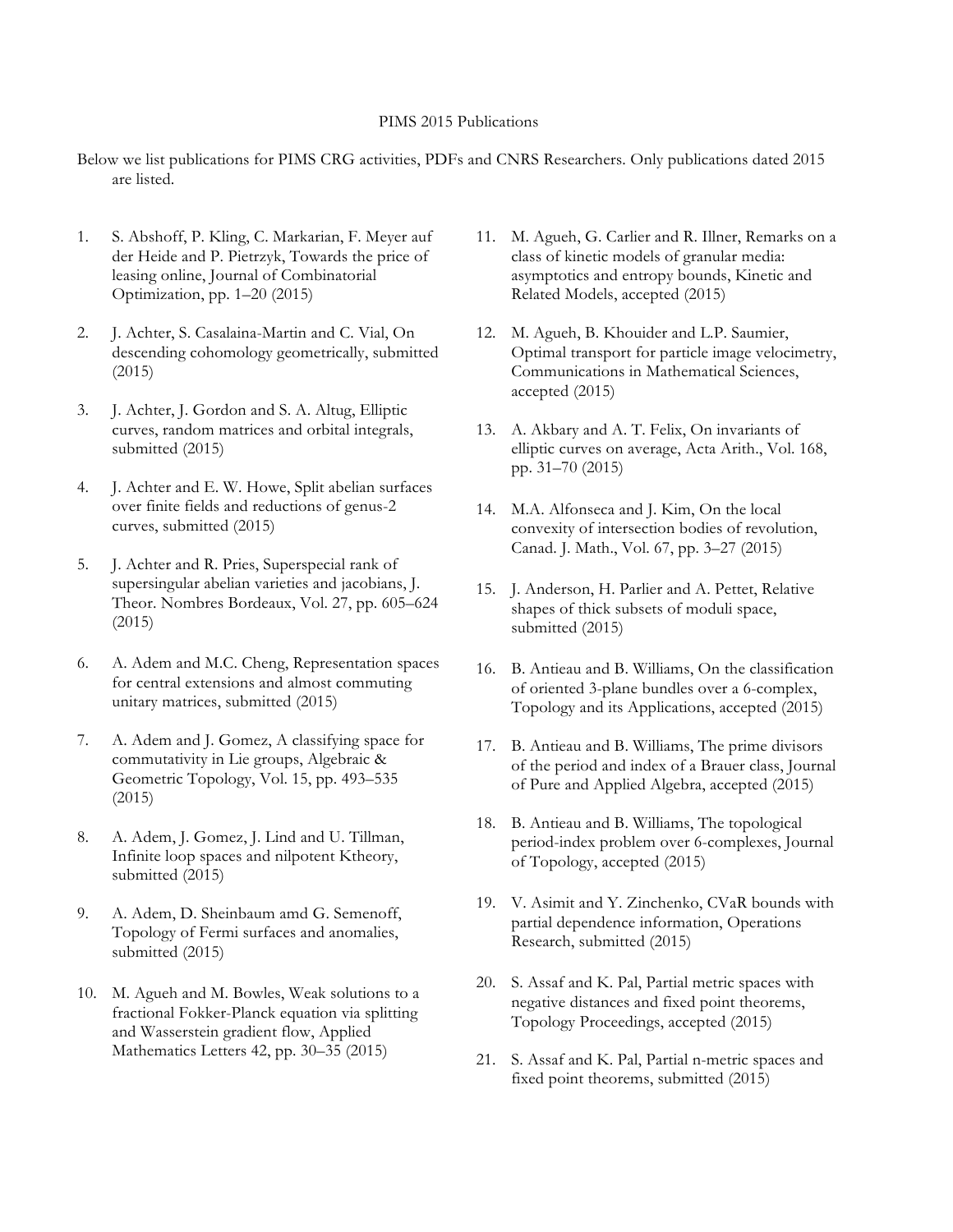PIMS 2015 Publications

Below we list publications for PIMS CRG activities, PDFs and CNRS Researchers. Only publications dated 2015 are listed.

1. S. Abshoff, P. Kling, C. Markarian, F. Meyer auf der Heide and P. Pietrzyk, Towards the price of leasing online, Journal of Combinatorial Optimization, pp. 1–20 (2015)

2. J. Achter, S. Casalaina-Martin and C. Vial, On descending cohomology geometrically, submitted (2015)

3. J. Achter, J. Gordon and S. A. Altug, Elliptic curves, random matrices and orbital integrals, submitted (2015)

4. J. Achter and E. W. Howe, Split abelian surfaces over finite fields and reductions of genus-2 curves, submitted (2015)

5. J. Achter and R. Pries, Superspecial rank of supersingular abelian varieties and jacobians, J. Theor. Nombres Bordeaux, Vol. 27, pp. 605–624 (2015)

6. A. Adem and M.C. Cheng, Representation spaces for central extensions and almost commuting unitary matrices, submitted (2015)

7. A. Adem and J. Gomez, A classifying space for commutativity in Lie groups, Algebraic & Geometric Topology, Vol. 15, pp. 493–535 (2015)

8. A. Adem, J. Gomez, J. Lind and U. Tillman, Infinite loop spaces and nilpotent Ktheory, submitted (2015)

9. A. Adem, D. Sheinbaum amd G. Semenoff, Topology of Fermi surfaces and anomalies, submitted (2015)

10. M. Agueh and M. Bowles, Weak solutions to a fractional Fokker-Planck equation via splitting and Wasserstein gradient flow, Applied Mathematics Letters 42, pp. 30–35 (2015)

11. M. Agueh, G. Carlier and R. Illner, Remarks on a class of kinetic models of granular media: asymptotics and entropy bounds, Kinetic and Related Models, accepted (2015)

12. M. Agueh, B. Khouider and L.P. Saumier, Optimal transport for particle image velocimetry, Communications in Mathematical Sciences, accepted (2015)

13. A. Akbary and A. T. Felix, On invariants of elliptic curves on average, Acta Arith., Vol. 168, pp. 31–70 (2015)

14. M.A. Alfonseca and J. Kim, On the local convexity of intersection bodies of revolution, Canad. J. Math., Vol. 67, pp. 3–27 (2015)

15. J. Anderson, H. Parlier and A. Pettet, Relative shapes of thick subsets of moduli space, submitted (2015)

16. B. Antieau and B. Williams, On the classification of oriented 3-plane bundles over a 6-complex, Topology and its Applications, accepted (2015)

17. B. Antieau and B. Williams, The prime divisors of the period and index of a Brauer class, Journal of Pure and Applied Algebra, accepted (2015)

18. B. Antieau and B. Williams, The topological period-index problem over 6-complexes, Journal of Topology, accepted (2015)

19. V. Asimit and Y. Zinchenko, CVaR bounds with partial dependence information, Operations Research, submitted (2015)

20. S. Assaf and K. Pal, Partial metric spaces with negative distances and fixed point theorems, Topology Proceedings, accepted (2015)

21. S. Assaf and K. Pal, Partial n-metric spaces and fixed point theorems, submitted (2015)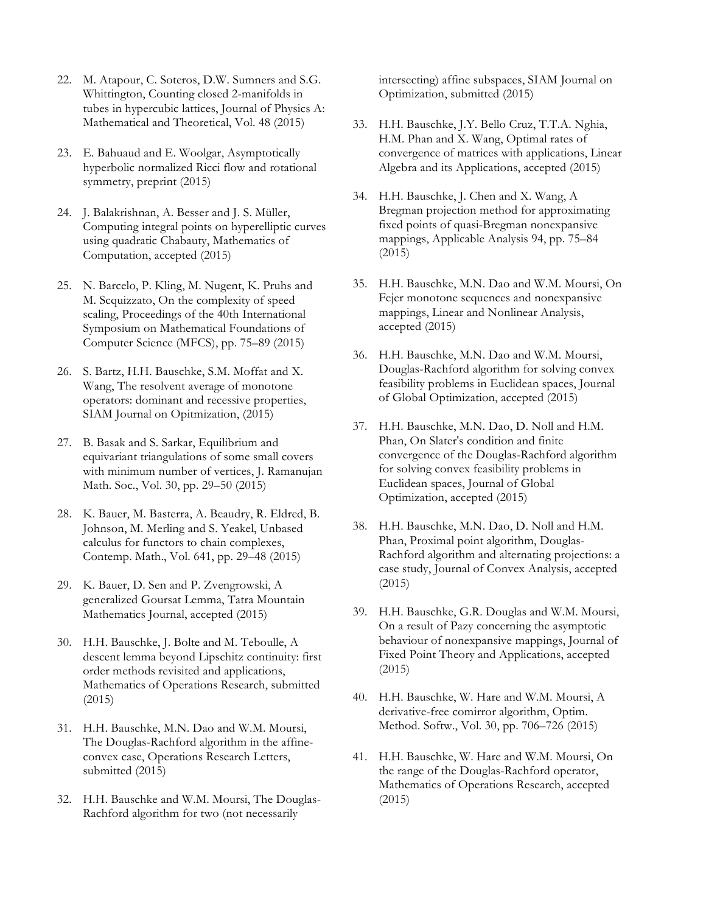22. M. Atapour, C. Soteros, D.W. Sumners and S.G. Whittington, Counting closed 2-manifolds in tubes in hypercubic lattices, Journal of Physics A: Mathematical and Theoretical, Vol. 48 (2015)

23. E. Bahuaud and E. Woolgar, Asymptotically hyperbolic normalized Ricci flow and rotational symmetry, preprint (2015)

24. J. Balakrishnan, A. Besser and J. S. Müller, Computing integral points on hyperelliptic curves using quadratic Chabauty, Mathematics of Computation, accepted (2015)

25. N. Barcelo, P. Kling, M. Nugent, K. Pruhs and M. Scquizzato, On the complexity of speed scaling, Proceedings of the 40th International Symposium on Mathematical Foundations of Computer Science (MFCS), pp. 75–89 (2015)

26. S. Bartz, H.H. Bauschke, S.M. Moffat and X. Wang, The resolvent average of monotone operators: dominant and recessive properties, SIAM Journal on Opitmization, (2015)

27. B. Basak and S. Sarkar, Equilibrium and equivariant triangulations of some small covers with minimum number of vertices, J. Ramanujan Math. Soc., Vol. 30, pp. 29–50 (2015)

28. K. Bauer, M. Basterra, A. Beaudry, R. Eldred, B. Johnson, M. Merling and S. Yeakel, Unbased calculus for functors to chain complexes, Contemp. Math., Vol. 641, pp. 29–48 (2015)

29. K. Bauer, D. Sen and P. Zvengrowski, A generalized Goursat Lemma, Tatra Mountain Mathematics Journal, accepted (2015)

30. H.H. Bauschke, J. Bolte and M. Teboulle, A descent lemma beyond Lipschitz continuity: first order methods revisited and applications, Mathematics of Operations Research, submitted (2015)

31. H.H. Bauschke, M.N. Dao and W.M. Moursi, The Douglas-Rachford algorithm in the affine-convex case, Operations Research Letters, submitted (2015)

32. H.H. Bauschke and W.M. Moursi, The Douglas-Rachford algorithm for two (not necessarily intersecting) affine subspaces, SIAM Journal on Optimization, submitted (2015)

33. H.H. Bauschke, J.Y. Bello Cruz, T.T.A. Nghia, H.M. Phan and X. Wang, Optimal rates of convergence of matrices with applications, Linear Algebra and its Applications, accepted (2015)

34. H.H. Bauschke, J. Chen and X. Wang, A Bregman projection method for approximating fixed points of quasi-Bregman nonexpansive mappings, Applicable Analysis 94, pp. 75–84 (2015)

35. H.H. Bauschke, M.N. Dao and W.M. Moursi, On Fejer monotone sequences and nonexpansive mappings, Linear and Nonlinear Analysis, accepted (2015)

36. H.H. Bauschke, M.N. Dao and W.M. Moursi, Douglas-Rachford algorithm for solving convex feasibility problems in Euclidean spaces, Journal of Global Optimization, accepted (2015)

37. H.H. Bauschke, M.N. Dao, D. Noll and H.M. Phan, On Slater's condition and finite convergence of the Douglas-Rachford algorithm for solving convex feasibility problems in Euclidean spaces, Journal of Global Optimization, accepted (2015)

38. H.H. Bauschke, M.N. Dao, D. Noll and H.M. Phan, Proximal point algorithm, Douglas-Rachford algorithm and alternating projections: a case study, Journal of Convex Analysis, accepted (2015)

39. H.H. Bauschke, G.R. Douglas and W.M. Moursi, On a result of Pazy concerning the asymptotic behaviour of nonexpansive mappings, Journal of Fixed Point Theory and Applications, accepted (2015)

40. H.H. Bauschke, W. Hare and W.M. Moursi, A derivative-free comirror algorithm, Optim. Method. Softw., Vol. 30, pp. 706–726 (2015)

41. H.H. Bauschke, W. Hare and W.M. Moursi, On the range of the Douglas-Rachford operator, Mathematics of Operations Research, accepted (2015)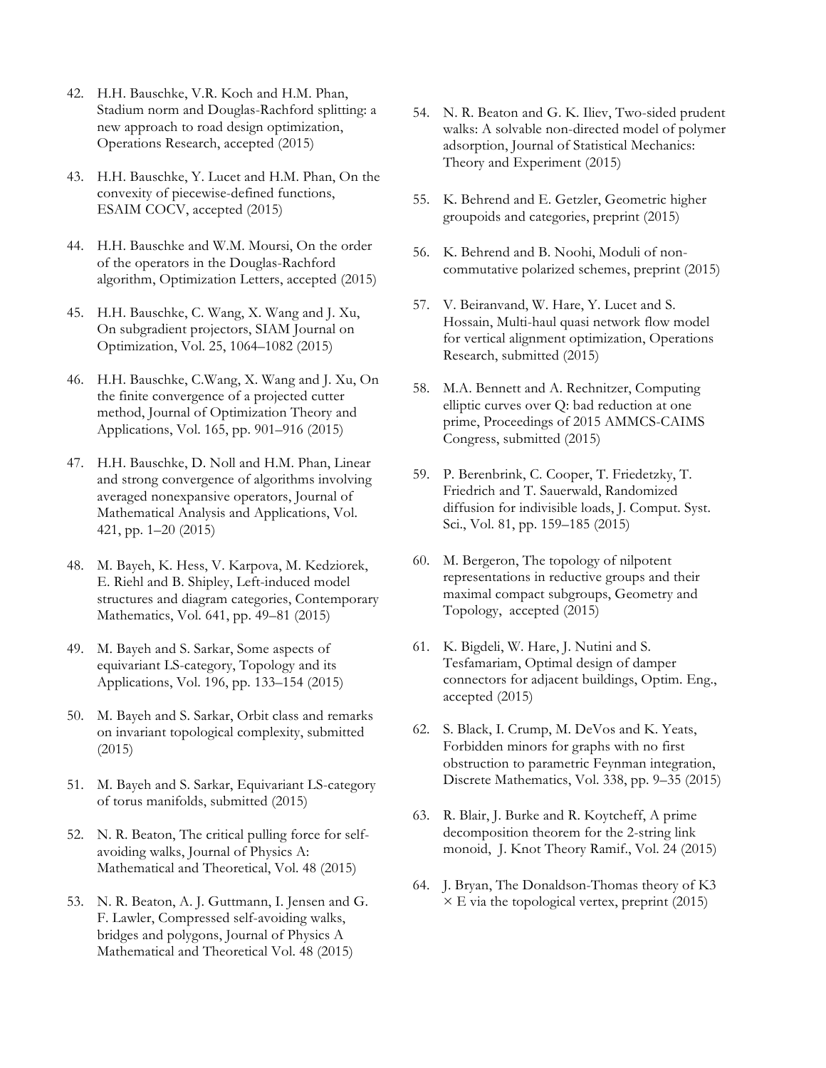42. H.H. Bauschke, V.R. Koch and H.M. Phan, Stadium norm and Douglas-Rachford splitting: a new approach to road design optimization, Operations Research, accepted (2015)

43. H.H. Bauschke, Y. Lucet and H.M. Phan, On the convexity of piecewise-defined functions, ESAIM COCV, accepted (2015)

44. H.H. Bauschke and W.M. Moursi, On the order of the operators in the Douglas-Rachford algorithm, Optimization Letters, accepted (2015)

45. H.H. Bauschke, C. Wang, X. Wang and J. Xu, On subgradient projectors, SIAM Journal on Optimization, Vol. 25, 1064–1082 (2015)

46. H.H. Bauschke, C.Wang, X. Wang and J. Xu, On the finite convergence of a projected cutter method, Journal of Optimization Theory and Applications, Vol. 165, pp. 901–916 (2015)

47. H.H. Bauschke, D. Noll and H.M. Phan, Linear and strong convergence of algorithms involving averaged nonexpansive operators, Journal of Mathematical Analysis and Applications, Vol. 421, pp. 1–20 (2015)

48. M. Bayeh, K. Hess, V. Karpova, M. Kedziorek, E. Riehl and B. Shipley, Left-induced model structures and diagram categories, Contemporary Mathematics, Vol. 641, pp. 49–81 (2015)

49. M. Bayeh and S. Sarkar, Some aspects of equivariant LS-category, Topology and its Applications, Vol. 196, pp. 133–154 (2015)

50. M. Bayeh and S. Sarkar, Orbit class and remarks on invariant topological complexity, submitted (2015)

51. M. Bayeh and S. Sarkar, Equivariant LS-category of torus manifolds, submitted (2015)

52. N. R. Beaton, The critical pulling force for self-avoiding walks, Journal of Physics A: Mathematical and Theoretical, Vol. 48 (2015)

53. N. R. Beaton, A. J. Guttmann, I. Jensen and G. F. Lawler, Compressed self-avoiding walks, bridges and polygons, Journal of Physics A Mathematical and Theoretical Vol. 48 (2015)

54. N. R. Beaton and G. K. Iliev, Two-sided prudent walks: A solvable non-directed model of polymer adsorption, Journal of Statistical Mechanics: Theory and Experiment (2015)

55. K. Behrend and E. Getzler, Geometric higher groupoids and categories, preprint (2015)

56. K. Behrend and B. Noohi, Moduli of non-commutative polarized schemes, preprint (2015)

57. V. Beiranvand, W. Hare, Y. Lucet and S. Hossain, Multi-haul quasi network flow model for vertical alignment optimization, Operations Research, submitted (2015)

58. M.A. Bennett and A. Rechnitzer, Computing elliptic curves over Q: bad reduction at one prime, Proceedings of 2015 AMMCS-CAIMS Congress, submitted (2015)

59. P. Berenbrink, C. Cooper, T. Friedetzky, T. Friedrich and T. Sauerwald, Randomized diffusion for indivisible loads, J. Comput. Syst. Sci., Vol. 81, pp. 159–185 (2015)

60. M. Bergeron, The topology of nilpotent representations in reductive groups and their maximal compact subgroups, Geometry and Topology, accepted (2015)

61. K. Bigdeli, W. Hare, J. Nutini and S. Tesfamariam, Optimal design of damper connectors for adjacent buildings, Optim. Eng., accepted (2015)

62. S. Black, I. Crump, M. DeVos and K. Yeats, Forbidden minors for graphs with no first obstruction to parametric Feynman integration, Discrete Mathematics, Vol. 338, pp. 9–35 (2015)

63. R. Blair, J. Burke and R. Koytcheff, A prime decomposition theorem for the 2-string link monoid, J. Knot Theory Ramif., Vol. 24 (2015)

64. J. Bryan, The Donaldson-Thomas theory of K3 $\times$ E via the topological vertex, preprint (2015)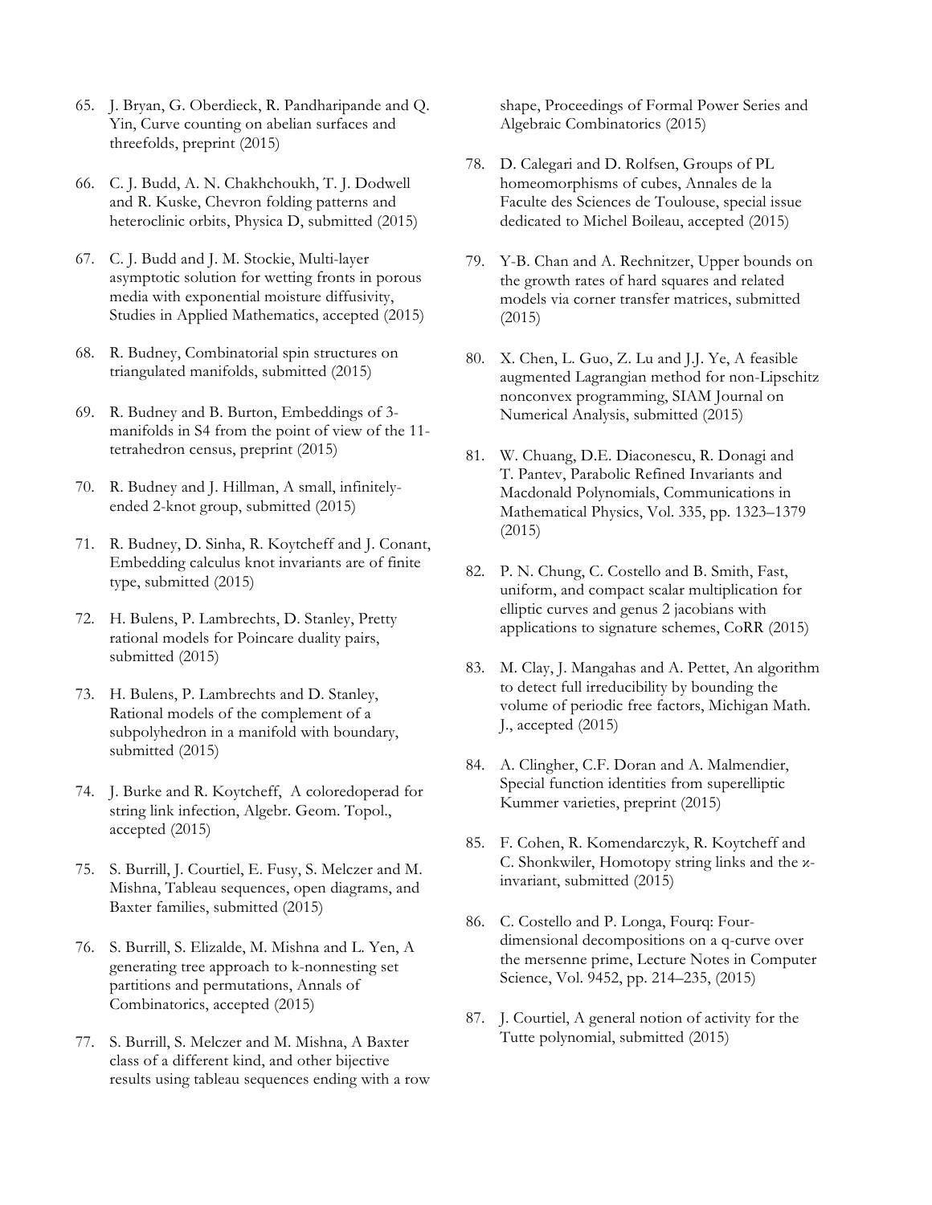65. J. Bryan, G. Oberdieck, R. Pandharipande and Q. Yin, Curve counting on abelian surfaces and threefolds, preprint (2015)

66. C. J. Budd, A. N. Chakhchoukh, T. J. Dodwell and R. Kuske, Chevron folding patterns and heteroclinic orbits, Physica D, submitted (2015)

67. C. J. Budd and J. M. Stockie, Multi-layer asymptotic solution for wetting fronts in porous media with exponential moisture diffusivity, Studies in Applied Mathematics, accepted (2015)

68. R. Budney, Combinatorial spin structures on triangulated manifolds, submitted (2015)

69. R. Budney and B. Burton, Embeddings of 3-manifolds in S4 from the point of view of the 11-tetrahedron census, preprint (2015)

70. R. Budney and J. Hillman, A small, infinitely-ended 2-knot group, submitted (2015)

71. R. Budney, D. Sinha, R. Koytcheff and J. Conant, Embedding calculus knot invariants are of finite type, submitted (2015)

72. H. Bulens, P. Lambrechts, D. Stanley, Pretty rational models for Poincare duality pairs, submitted (2015)

73. H. Bulens, P. Lambrechts and D. Stanley, Rational models of the complement of a subpolyhedron in a manifold with boundary, submitted (2015)

74. J. Burke and R. Koytcheff, A coloredoperad for string link infection, Algebr. Geom. Topol., accepted (2015)

75. S. Burrill, J. Courtiel, E. Fusy, S. Melczer and M. Mishna, Tableau sequences, open diagrams, and Baxter families, submitted (2015)

76. S. Burrill, S. Elizalde, M. Mishna and L. Yen, A generating tree approach to k-nonnesting set partitions and permutations, Annals of Combinatorics, accepted (2015)

77. S. Burrill, S. Melczer and M. Mishna, A Baxter class of a different kind, and other bijective results using tableau sequences ending with a row shape, Proceedings of Formal Power Series and Algebraic Combinatorics (2015)

78. D. Calegari and D. Rolfsen, Groups of PL homeomorphisms of cubes, Annales de la Faculte des Sciences de Toulouse, special issue dedicated to Michel Boileau, accepted (2015)

79. Y-B. Chan and A. Rechnitzer, Upper bounds on the growth rates of hard squares and related models via corner transfer matrices, submitted (2015)

80. X. Chen, L. Guo, Z. Lu and J.J. Ye, A feasible augmented Lagrangian method for non-Lipschitz nonconvex programming, SIAM Journal on Numerical Analysis, submitted (2015)

81. W. Chuang, D.E. Diaconescu, R. Donagi and T. Pantev, Parabolic Refined Invariants and Macdonald Polynomials, Communications in Mathematical Physics, Vol. 335, pp. 1323–1379 (2015)

82. P. N. Chung, C. Costello and B. Smith, Fast, uniform, and compact scalar multiplication for elliptic curves and genus 2 jacobians with applications to signature schemes, CoRR (2015)

83. M. Clay, J. Mangahas and A. Pettet, An algorithm to detect full irreducibility by bounding the volume of periodic free factors, Michigan Math. J., accepted (2015)

84. A. Clingher, C.F. Doran and A. Malmendier, Special function identities from superelliptic Kummer varieties, preprint (2015)

85. F. Cohen, R. Komendarczyk, R. Koytcheff and C. Shonkwiler, Homotopy string links and the ϰ-invariant, submitted (2015)

86. C. Costello and P. Longa, Fourq: Four-dimensional decompositions on a q-curve over the mersenne prime, Lecture Notes in Computer Science, Vol. 9452, pp. 214–235, (2015)

87. J. Courtiel, A general notion of activity for the Tutte polynomial, submitted (2015)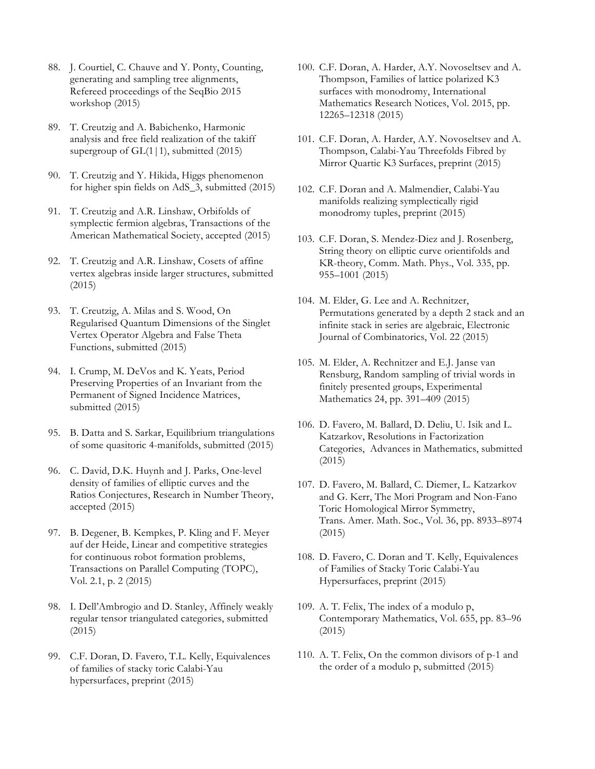88. J. Courtiel, C. Chauve and Y. Ponty, Counting, generating and sampling tree alignments, Refereed proceedings of the SeqBio 2015 workshop (2015)

89. T. Creutzig and A. Babichenko, Harmonic analysis and free field realization of the takiff supergroup of GL(1|1), submitted (2015)

90. T. Creutzig and Y. Hikida, Higgs phenomenon for higher spin fields on AdS_3, submitted (2015)

91. T. Creutzig and A.R. Linshaw, Orbifolds of symplectic fermion algebras, Transactions of the American Mathematical Society, accepted (2015)

92. T. Creutzig and A.R. Linshaw, Cosets of affine vertex algebras inside larger structures, submitted (2015)

93. T. Creutzig, A. Milas and S. Wood, On Regularised Quantum Dimensions of the Singlet Vertex Operator Algebra and False Theta Functions, submitted (2015)

94. I. Crump, M. DeVos and K. Yeats, Period Preserving Properties of an Invariant from the Permanent of Signed Incidence Matrices, submitted (2015)

95. B. Datta and S. Sarkar, Equilibrium triangulations of some quasitoric 4-manifolds, submitted (2015)

96. C. David, D.K. Huynh and J. Parks, One-level density of families of elliptic curves and the Ratios Conjectures, Research in Number Theory, accepted (2015)

97. B. Degener, B. Kempkes, P. Kling and F. Meyer auf der Heide, Linear and competitive strategies for continuous robot formation problems, Transactions on Parallel Computing (TOPC), Vol. 2.1, p. 2 (2015)

98. I. Dell'Ambrogio and D. Stanley, Affinely weakly regular tensor triangulated categories, submitted (2015)

99. C.F. Doran, D. Favero, T.L. Kelly, Equivalences of families of stacky toric Calabi-Yau hypersurfaces, preprint (2015)

100. C.F. Doran, A. Harder, A.Y. Novoseltsev and A. Thompson, Families of lattice polarized K3 surfaces with monodromy, International Mathematics Research Notices, Vol. 2015, pp. 12265–12318 (2015)

101. C.F. Doran, A. Harder, A.Y. Novoseltsev and A. Thompson, Calabi-Yau Threefolds Fibred by Mirror Quartic K3 Surfaces, preprint (2015)

102. C.F. Doran and A. Malmendier, Calabi-Yau manifolds realizing symplectically rigid monodromy tuples, preprint (2015)

103. C.F. Doran, S. Mendez-Diez and J. Rosenberg, String theory on elliptic curve orientifolds and KR-theory, Comm. Math. Phys., Vol. 335, pp. 955–1001 (2015)

104. M. Elder, G. Lee and A. Rechnitzer, Permutations generated by a depth 2 stack and an infinite stack in series are algebraic, Electronic Journal of Combinatorics, Vol. 22 (2015)

105. M. Elder, A. Rechnitzer and E.J. Janse van Rensburg, Random sampling of trivial words in finitely presented groups, Experimental Mathematics 24, pp. 391–409 (2015)

106. D. Favero, M. Ballard, D. Deliu, U. Isik and L. Katzarkov, Resolutions in Factorization Categories, Advances in Mathematics, submitted (2015)

107. D. Favero, M. Ballard, C. Diemer, L. Katzarkov and G. Kerr, The Mori Program and Non-Fano Toric Homological Mirror Symmetry, Trans. Amer. Math. Soc., Vol. 36, pp. 8933–8974 (2015)

108. D. Favero, C. Doran and T. Kelly, Equivalences of Families of Stacky Toric Calabi-Yau Hypersurfaces, preprint (2015)

109. A. T. Felix, The index of a modulo p, Contemporary Mathematics, Vol. 655, pp. 83–96 (2015)

110. A. T. Felix, On the common divisors of p-1 and the order of a modulo p, submitted (2015)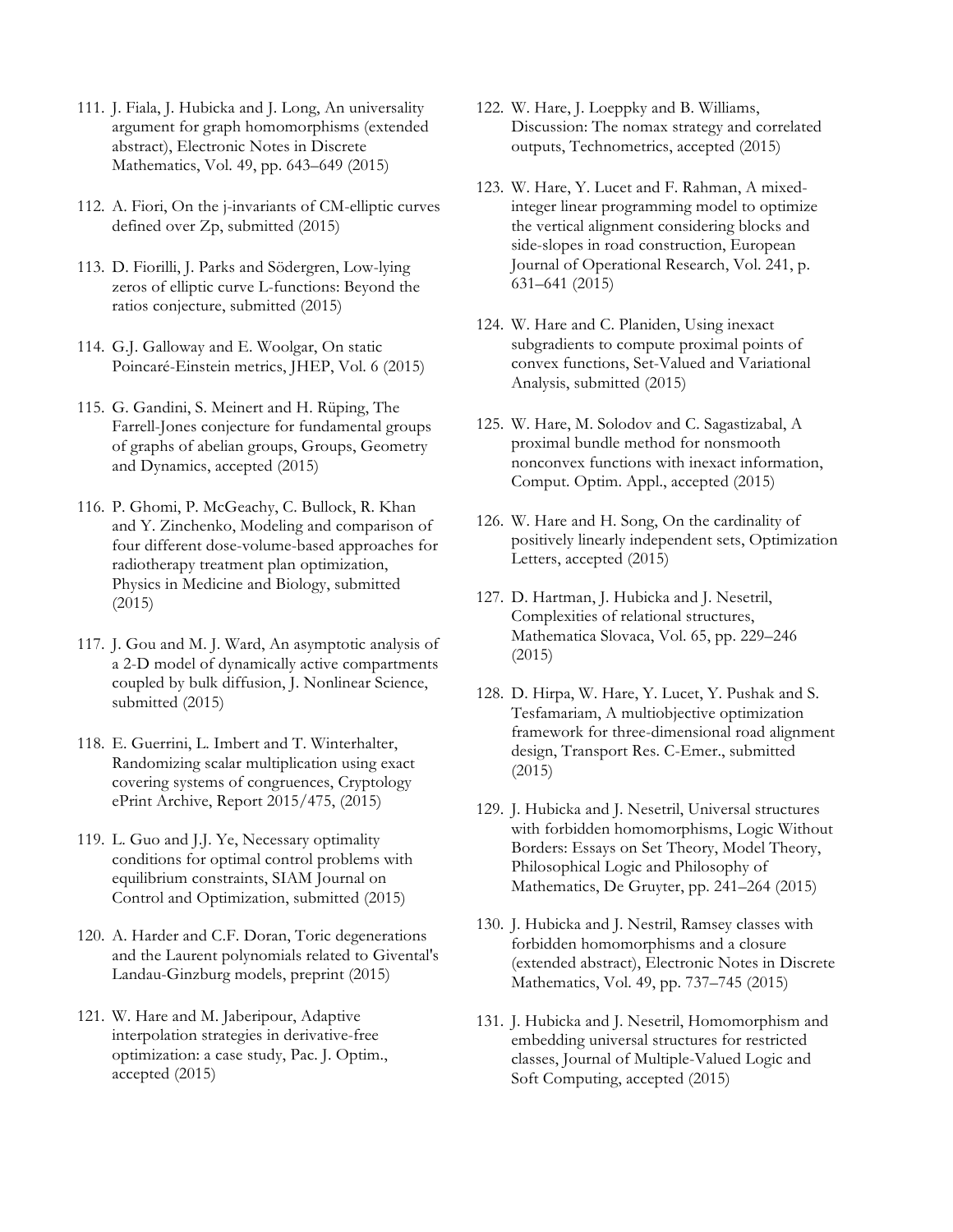111. J. Fiala, J. Hubicka and J. Long, An universality argument for graph homomorphisms (extended abstract), Electronic Notes in Discrete Mathematics, Vol. 49, pp. 643–649 (2015)

112. A. Fiori, On the j-invariants of CM-elliptic curves defined over Zp, submitted (2015)

113. D. Fiorilli, J. Parks and Södergren, Low-lying zeros of elliptic curve L-functions: Beyond the ratios conjecture, submitted (2015)

114. G.J. Galloway and E. Woolgar, On static Poincaré-Einstein metrics, JHEP, Vol. 6 (2015)

115. G. Gandini, S. Meinert and H. Rüping, The Farrell-Jones conjecture for fundamental groups of graphs of abelian groups, Groups, Geometry and Dynamics, accepted (2015)

116. P. Ghomi, P. McGeachy, C. Bullock, R. Khan and Y. Zinchenko, Modeling and comparison of four different dose-volume-based approaches for radiotherapy treatment plan optimization, Physics in Medicine and Biology, submitted (2015)

117. J. Gou and M. J. Ward, An asymptotic analysis of a 2-D model of dynamically active compartments coupled by bulk diffusion, J. Nonlinear Science, submitted (2015)

118. E. Guerrini, L. Imbert and T. Winterhalter, Randomizing scalar multiplication using exact covering systems of congruences, Cryptology ePrint Archive, Report 2015/475, (2015)

119. L. Guo and J.J. Ye, Necessary optimality conditions for optimal control problems with equilibrium constraints, SIAM Journal on Control and Optimization, submitted (2015)

120. A. Harder and C.F. Doran, Toric degenerations and the Laurent polynomials related to Givental's Landau-Ginzburg models, preprint (2015)

121. W. Hare and M. Jaberipour, Adaptive interpolation strategies in derivative-free optimization: a case study, Pac. J. Optim., accepted (2015)

122. W. Hare, J. Loeppky and B. Williams, Discussion: The nomax strategy and correlated outputs, Technometrics, accepted (2015)

123. W. Hare, Y. Lucet and F. Rahman, A mixed-integer linear programming model to optimize the vertical alignment considering blocks and side-slopes in road construction, European Journal of Operational Research, Vol. 241, p. 631–641 (2015)

124. W. Hare and C. Planiden, Using inexact subgradients to compute proximal points of convex functions, Set-Valued and Variational Analysis, submitted (2015)

125. W. Hare, M. Solodov and C. Sagastizabal, A proximal bundle method for nonsmooth nonconvex functions with inexact information, Comput. Optim. Appl., accepted (2015)

126. W. Hare and H. Song, On the cardinality of positively linearly independent sets, Optimization Letters, accepted (2015)

127. D. Hartman, J. Hubicka and J. Nesetril, Complexities of relational structures, Mathematica Slovaca, Vol. 65, pp. 229–246 (2015)

128. D. Hirpa, W. Hare, Y. Lucet, Y. Pushak and S. Tesfamariam, A multiobjective optimization framework for three-dimensional road alignment design, Transport Res. C-Emer., submitted (2015)

129. J. Hubicka and J. Nesetril, Universal structures with forbidden homomorphisms, Logic Without Borders: Essays on Set Theory, Model Theory, Philosophical Logic and Philosophy of Mathematics, De Gruyter, pp. 241–264 (2015)

130. J. Hubicka and J. Nestril, Ramsey classes with forbidden homomorphisms and a closure (extended abstract), Electronic Notes in Discrete Mathematics, Vol. 49, pp. 737–745 (2015)

131. J. Hubicka and J. Nesetril, Homomorphism and embedding universal structures for restricted classes, Journal of Multiple-Valued Logic and Soft Computing, accepted (2015)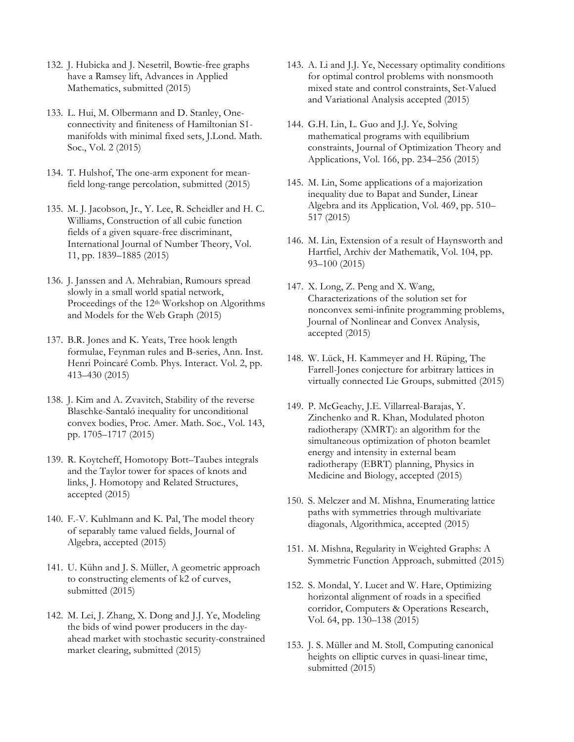132. J. Hubicka and J. Nesetril, Bowtie-free graphs have a Ramsey lift, Advances in Applied Mathematics, submitted (2015)

133. L. Hui, M. Olbermann and D. Stanley, One-connectivity and finiteness of Hamiltonian S1-manifolds with minimal fixed sets, J.Lond. Math. Soc., Vol. 2 (2015)

134. T. Hulshof, The one-arm exponent for mean-field long-range percolation, submitted (2015)

135. M. J. Jacobson, Jr., Y. Lee, R. Scheidler and H. C. Williams, Construction of all cubic function fields of a given square-free discriminant, International Journal of Number Theory, Vol. 11, pp. 1839–1885 (2015)

136. J. Janssen and A. Mehrabian, Rumours spread slowly in a small world spatial network, Proceedings of the 12th Workshop on Algorithms and Models for the Web Graph (2015)

137. B.R. Jones and K. Yeats, Tree hook length formulae, Feynman rules and B-series, Ann. Inst. Henri Poincaré Comb. Phys. Interact. Vol. 2, pp. 413–430 (2015)

138. J. Kim and A. Zvavitch, Stability of the reverse Blaschke-Santaló inequality for unconditional convex bodies, Proc. Amer. Math. Soc., Vol. 143, pp. 1705–1717 (2015)

139. R. Koytcheff, Homotopy Bott–Taubes integrals and the Taylor tower for spaces of knots and links, J. Homotopy and Related Structures, accepted (2015)

140. F.-V. Kuhlmann and K. Pal, The model theory of separably tame valued fields, Journal of Algebra, accepted (2015)

141. U. Kühn and J. S. Müller, A geometric approach to constructing elements of k2 of curves, submitted (2015)

142. M. Lei, J. Zhang, X. Dong and J.J. Ye, Modeling the bids of wind power producers in the day-ahead market with stochastic security-constrained market clearing, submitted (2015)

143. A. Li and J.J. Ye, Necessary optimality conditions for optimal control problems with nonsmooth mixed state and control constraints, Set-Valued and Variational Analysis accepted (2015)

144. G.H. Lin, L. Guo and J.J. Ye, Solving mathematical programs with equilibrium constraints, Journal of Optimization Theory and Applications, Vol. 166, pp. 234–256 (2015)

145. M. Lin, Some applications of a majorization inequality due to Bapat and Sunder, Linear Algebra and its Application, Vol. 469, pp. 510–517 (2015)

146. M. Lin, Extension of a result of Haynsworth and Hartfiel, Archiv der Mathematik, Vol. 104, pp. 93–100 (2015)

147. X. Long, Z. Peng and X. Wang, Characterizations of the solution set for nonconvex semi-infinite programming problems, Journal of Nonlinear and Convex Analysis, accepted (2015)

148. W. Lück, H. Kammeyer and H. Rüping, The Farrell-Jones conjecture for arbitrary lattices in virtually connected Lie Groups, submitted (2015)

149. P. McGeachy, J.E. Villarreal-Barajas, Y. Zinchenko and R. Khan, Modulated photon radiotherapy (XMRT): an algorithm for the simultaneous optimization of photon beamlet energy and intensity in external beam radiotherapy (EBRT) planning, Physics in Medicine and Biology, accepted (2015)

150. S. Melczer and M. Mishna, Enumerating lattice paths with symmetries through multivariate diagonals, Algorithmica, accepted (2015)

151. M. Mishna, Regularity in Weighted Graphs: A Symmetric Function Approach, submitted (2015)

152. S. Mondal, Y. Lucet and W. Hare, Optimizing horizontal alignment of roads in a specified corridor, Computers & Operations Research, Vol. 64, pp. 130–138 (2015)

153. J. S. Müller and M. Stoll, Computing canonical heights on elliptic curves in quasi-linear time, submitted (2015)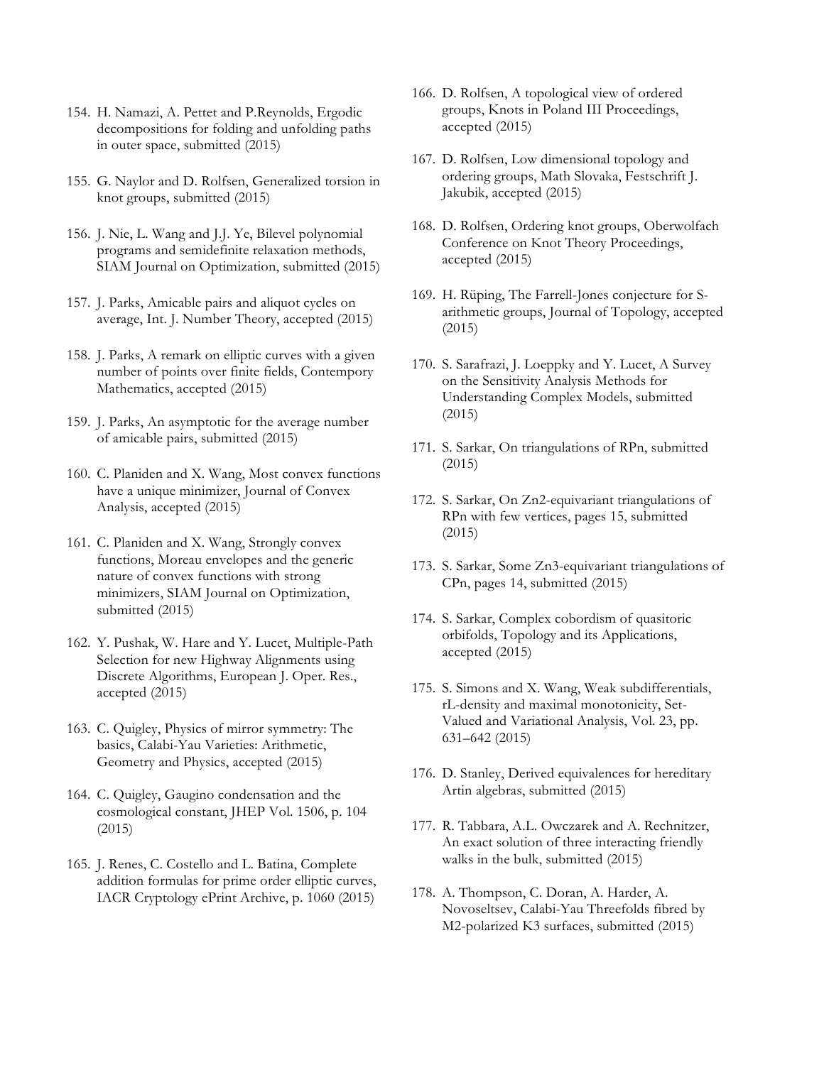154. H. Namazi, A. Pettet and P.Reynolds, Ergodic decompositions for folding and unfolding paths in outer space, submitted (2015)

155. G. Naylor and D. Rolfsen, Generalized torsion in knot groups, submitted (2015)

156. J. Nie, L. Wang and J.J. Ye, Bilevel polynomial programs and semidefinite relaxation methods, SIAM Journal on Optimization, submitted (2015)

157. J. Parks, Amicable pairs and aliquot cycles on average, Int. J. Number Theory, accepted (2015)

158. J. Parks, A remark on elliptic curves with a given number of points over finite fields, Contempory Mathematics, accepted (2015)

159. J. Parks, An asymptotic for the average number of amicable pairs, submitted (2015)

160. C. Planiden and X. Wang, Most convex functions have a unique minimizer, Journal of Convex Analysis, accepted (2015)

161. C. Planiden and X. Wang, Strongly convex functions, Moreau envelopes and the generic nature of convex functions with strong minimizers, SIAM Journal on Optimization, submitted (2015)

162. Y. Pushak, W. Hare and Y. Lucet, Multiple-Path Selection for new Highway Alignments using Discrete Algorithms, European J. Oper. Res., accepted (2015)

163. C. Quigley, Physics of mirror symmetry: The basics, Calabi-Yau Varieties: Arithmetic, Geometry and Physics, accepted (2015)

164. C. Quigley, Gaugino condensation and the cosmological constant, JHEP Vol. 1506, p. 104 (2015)

165. J. Renes, C. Costello and L. Batina, Complete addition formulas for prime order elliptic curves, IACR Cryptology ePrint Archive, p. 1060 (2015)

166. D. Rolfsen, A topological view of ordered groups, Knots in Poland III Proceedings, accepted (2015)

167. D. Rolfsen, Low dimensional topology and ordering groups, Math Slovaka, Festschrift J. Jakubik, accepted (2015)

168. D. Rolfsen, Ordering knot groups, Oberwolfach Conference on Knot Theory Proceedings, accepted (2015)

169. H. Rüping, The Farrell-Jones conjecture for S-arithmetic groups, Journal of Topology, accepted (2015)

170. S. Sarafrazi, J. Loeppky and Y. Lucet, A Survey on the Sensitivity Analysis Methods for Understanding Complex Models, submitted (2015)

171. S. Sarkar, On triangulations of RPn, submitted (2015)

172. S. Sarkar, On Zn2-equivariant triangulations of RPn with few vertices, pages 15, submitted (2015)

173. S. Sarkar, Some Zn3-equivariant triangulations of CPn, pages 14, submitted (2015)

174. S. Sarkar, Complex cobordism of quasitoric orbifolds, Topology and its Applications, accepted (2015)

175. S. Simons and X. Wang, Weak subdifferentials, rL-density and maximal monotonicity, Set-Valued and Variational Analysis, Vol. 23, pp. 631–642 (2015)

176. D. Stanley, Derived equivalences for hereditary Artin algebras, submitted (2015)

177. R. Tabbara, A.L. Owczarek and A. Rechnitzer, An exact solution of three interacting friendly walks in the bulk, submitted (2015)

178. A. Thompson, C. Doran, A. Harder, A. Novoseltsev, Calabi-Yau Threefolds fibred by M2-polarized K3 surfaces, submitted (2015)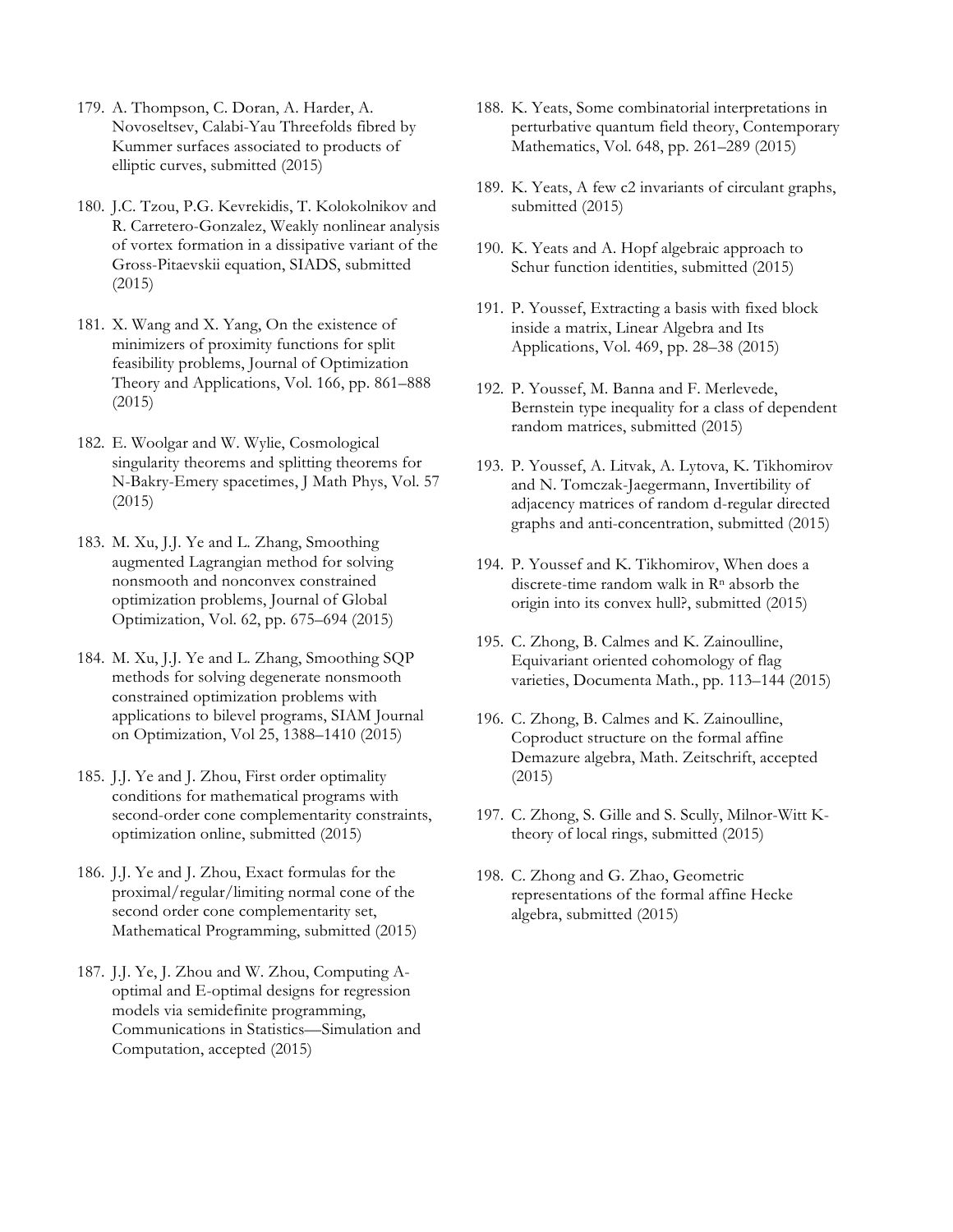179. A. Thompson, C. Doran, A. Harder, A. Novoseltsev, Calabi-Yau Threefolds fibred by Kummer surfaces associated to products of elliptic curves, submitted (2015)

180. J.C. Tzou, P.G. Kevrekidis, T. Kolokolnikov and R. Carretero-Gonzalez, Weakly nonlinear analysis of vortex formation in a dissipative variant of the Gross-Pitaevskii equation, SIADS, submitted (2015)

181. X. Wang and X. Yang, On the existence of minimizers of proximity functions for split feasibility problems, Journal of Optimization Theory and Applications, Vol. 166, pp. 861–888 (2015)

182. E. Woolgar and W. Wylie, Cosmological singularity theorems and splitting theorems for N-Bakry-Emery spacetimes, J Math Phys, Vol. 57 (2015)

183. M. Xu, J.J. Ye and L. Zhang, Smoothing augmented Lagrangian method for solving nonsmooth and nonconvex constrained optimization problems, Journal of Global Optimization, Vol. 62, pp. 675–694 (2015)

184. M. Xu, J.J. Ye and L. Zhang, Smoothing SQP methods for solving degenerate nonsmooth constrained optimization problems with applications to bilevel programs, SIAM Journal on Optimization, Vol 25, 1388–1410 (2015)

185. J.J. Ye and J. Zhou, First order optimality conditions for mathematical programs with second-order cone complementarity constraints, optimization online, submitted (2015)

186. J.J. Ye and J. Zhou, Exact formulas for the proximal/regular/limiting normal cone of the second order cone complementarity set, Mathematical Programming, submitted (2015)

187. J.J. Ye, J. Zhou and W. Zhou, Computing A-optimal and E-optimal designs for regression models via semidefinite programming, Communications in Statistics—Simulation and Computation, accepted (2015)

188. K. Yeats, Some combinatorial interpretations in perturbative quantum field theory, Contemporary Mathematics, Vol. 648, pp. 261–289 (2015)

189. K. Yeats, A few c2 invariants of circulant graphs, submitted (2015)

190. K. Yeats and A. Hopf algebraic approach to Schur function identities, submitted (2015)

191. P. Youssef, Extracting a basis with fixed block inside a matrix, Linear Algebra and Its Applications, Vol. 469, pp. 28–38 (2015)

192. P. Youssef, M. Banna and F. Merlevede, Bernstein type inequality for a class of dependent random matrices, submitted (2015)

193. P. Youssef, A. Litvak, A. Lytova, K. Tikhomirov and N. Tomczak-Jaegermann, Invertibility of adjacency matrices of random d-regular directed graphs and anti-concentration, submitted (2015)

194. P. Youssef and K. Tikhomirov, When does a discrete-time random walk in $R^n$ absorb the origin into its convex hull?, submitted (2015)

195. C. Zhong, B. Calmes and K. Zainoulline, Equivariant oriented cohomology of flag varieties, Documenta Math., pp. 113–144 (2015)

196. C. Zhong, B. Calmes and K. Zainoulline, Coproduct structure on the formal affine Demazure algebra, Math. Zeitschrift, accepted (2015)

197. C. Zhong, S. Gille and S. Scully, Milnor-Witt K-theory of local rings, submitted (2015)

198. C. Zhong and G. Zhao, Geometric representations of the formal affine Hecke algebra, submitted (2015)